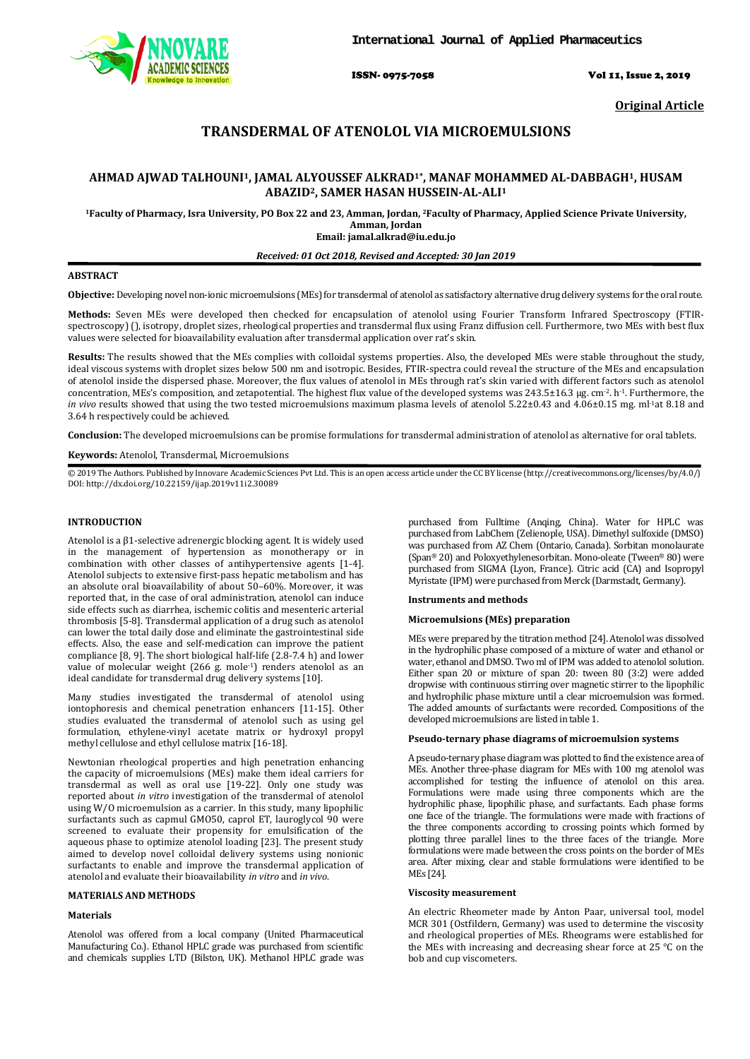Original Article

# TRANSDERMAL OF ATENOLOL VIA MICROEMULSIONS

**AHMAD AJWAD TALHOUNI[1], JAMAL ALYOUSSEF ALKRAD[1*], MANAF MOHAMMED AL-DABBAGH[1], HUSAM ABAZID[2], SAMER HASAN HUSSEIN-AL-ALI[1]**

**[1]Faculty of Pharmacy, Isra University, PO Box 22 and 23, Amman, Jordan, [2]Faculty of Pharmacy, Applied Science Private University, Amman, Jordan**
**Email: jamal.alkrad@iu.edu.jo**

***Received: 01 Oct 2018, Revised and Accepted: 30 Jan 2019***

## ABSTRACT

**Objective:** Developing novel non-ionic microemulsions (MEs) for transdermal of atenolol as satisfactory alternative drug delivery systems for the oral route.

**Methods:** Seven MEs were developed then checked for encapsulation of atenolol using Fourier Transform Infrared Spectroscopy (FTIR-spectroscopy) (), isotropy, droplet sizes, rheological properties and transdermal flux using Franz diffusion cell. Furthermore, two MEs with best flux values were selected for bioavailability evaluation after transdermal application over rat's skin.

**Results:** The results showed that the MEs complies with colloidal systems properties. Also, the developed MEs were stable throughout the study, ideal viscous systems with droplet sizes below 500 nm and isotropic. Besides, FTIR-spectra could reveal the structure of the MEs and encapsulation of atenolol inside the dispersed phase. Moreover, the flux values of atenolol in MEs through rat's skin varied with different factors such as atenolol concentration, MEs's composition, and zetapotential. The highest flux value of the developed systems was 243.5±16.3 μg. $cm^{-2}$. $h^{-1}$. Furthermore, the *in vivo* results showed that using the two tested microemulsions maximum plasma levels of atenolol 5.22±0.43 and 4.06±0.15 mg. $ml^{-1}$at 8.18 and 3.64 h respectively could be achieved.

**Conclusion:** The developed microemulsions can be promise formulations for transdermal administration of atenolol as alternative for oral tablets.

**Keywords:** Atenolol, Transdermal, Microemulsions

© 2019 The Authors. Published by Innovare Academic Sciences Pvt Ltd. This is an open access article under the CC BY license (http://creativecommons.org/licenses/by/4.0/)
DOI: http://dx.doi.org/10.22159/ijap.2019v11i2.30089

## INTRODUCTION

Atenolol is a β1-selective adrenergic blocking agent. It is widely used in the management of hypertension as monotherapy or in combination with other classes of antihypertensive agents [1-4]. Atenolol subjects to extensive first-pass hepatic metabolism and has an absolute oral bioavailability of about 50–60%. Moreover, it was reported that, in the case of oral administration, atenolol can induce side effects such as diarrhea, ischemic colitis and mesenteric arterial thrombosis [5-8]. Transdermal application of a drug such as atenolol can lower the total daily dose and eliminate the gastrointestinal side effects. Also, the ease and self-medication can improve the patient compliance [8, 9]. The short biological half-life (2.8-7.4 h) and lower value of molecular weight (266 g. $mole^{-1}$) renders atenolol as an ideal candidate for transdermal drug delivery systems [10].

Many studies investigated the transdermal of atenolol using iontophoresis and chemical penetration enhancers [11-15]. Other studies evaluated the transdermal of atenolol such as using gel formulation, ethylene-vinyl acetate matrix or hydroxyl propyl methyl cellulose and ethyl cellulose matrix [16-18].

Newtonian rheological properties and high penetration enhancing the capacity of microemulsions (MEs) make them ideal carriers for transdermal as well as oral use [19-22]. Only one study was reported about *in vitro* investigation of the transdermal of atenolol using W/O microemulsion as a carrier. In this study, many lipophilic surfactants such as capmul GMO50, caprol ET, lauroglycol 90 were screened to evaluate their propensity for emulsification of the aqueous phase to optimize atenolol loading [23]. The present study aimed to develop novel colloidal delivery systems using nonionic surfactants to enable and improve the transdermal application of atenolol and evaluate their bioavailability *in vitro* and *in vivo*.

## MATERIALS AND METHODS

### Materials

Atenolol was offered from a local company (United Pharmaceutical Manufacturing Co.). Ethanol HPLC grade was purchased from scientific and chemicals supplies LTD (Bilston, UK). Methanol HPLC grade was purchased from Fulltime (Anqing, China). Water for HPLC was purchased from LabChem (Zelienople, USA). Dimethyl sulfoxide (DMSO) was purchased from AZ Chem (Ontario, Canada). Sorbitan monolaurate (Span® 20) and Poloxyethylenesorbitan. Mono-oleate (Tween® 80) were purchased from SIGMA (Lyon, France). Citric acid (CA) and Isopropyl Myristate (IPM) were purchased from Merck (Darmstadt, Germany).

### Instruments and methods

### Microemulsions (MEs) preparation

MEs were prepared by the titration method [24]. Atenolol was dissolved in the hydrophilic phase composed of a mixture of water and ethanol or water, ethanol and DMSO. Two ml of IPM was added to atenolol solution. Either span 20 or mixture of span 20: tween 80 (3:2) were added dropwise with continuous stirring over magnetic stirrer to the lipophilic and hydrophilic phase mixture until a clear microemulsion was formed. The added amounts of surfactants were recorded. Compositions of the developed microemulsions are listed in table 1.

### Pseudo-ternary phase diagrams of microemulsion systems

A pseudo-ternary phase diagram was plotted to find the existence area of MEs. Another three-phase diagram for MEs with 100 mg atenolol was accomplished for testing the influence of atenolol on this area. Formulations were made using three components which are the hydrophilic phase, lipophilic phase, and surfactants. Each phase forms one face of the triangle. The formulations were made with fractions of the three components according to crossing points which formed by plotting three parallel lines to the three faces of the triangle. More formulations were made between the cross points on the border of MEs area. After mixing, clear and stable formulations were identified to be MEs [24].

### Viscosity measurement

An electric Rheometer made by Anton Paar, universal tool, model MCR 301 (Ostfildern, Germany) was used to determine the viscosity and rheological properties of MEs. Rheograms were established for the MEs with increasing and decreasing shear force at 25 °C on the bob and cup viscometers.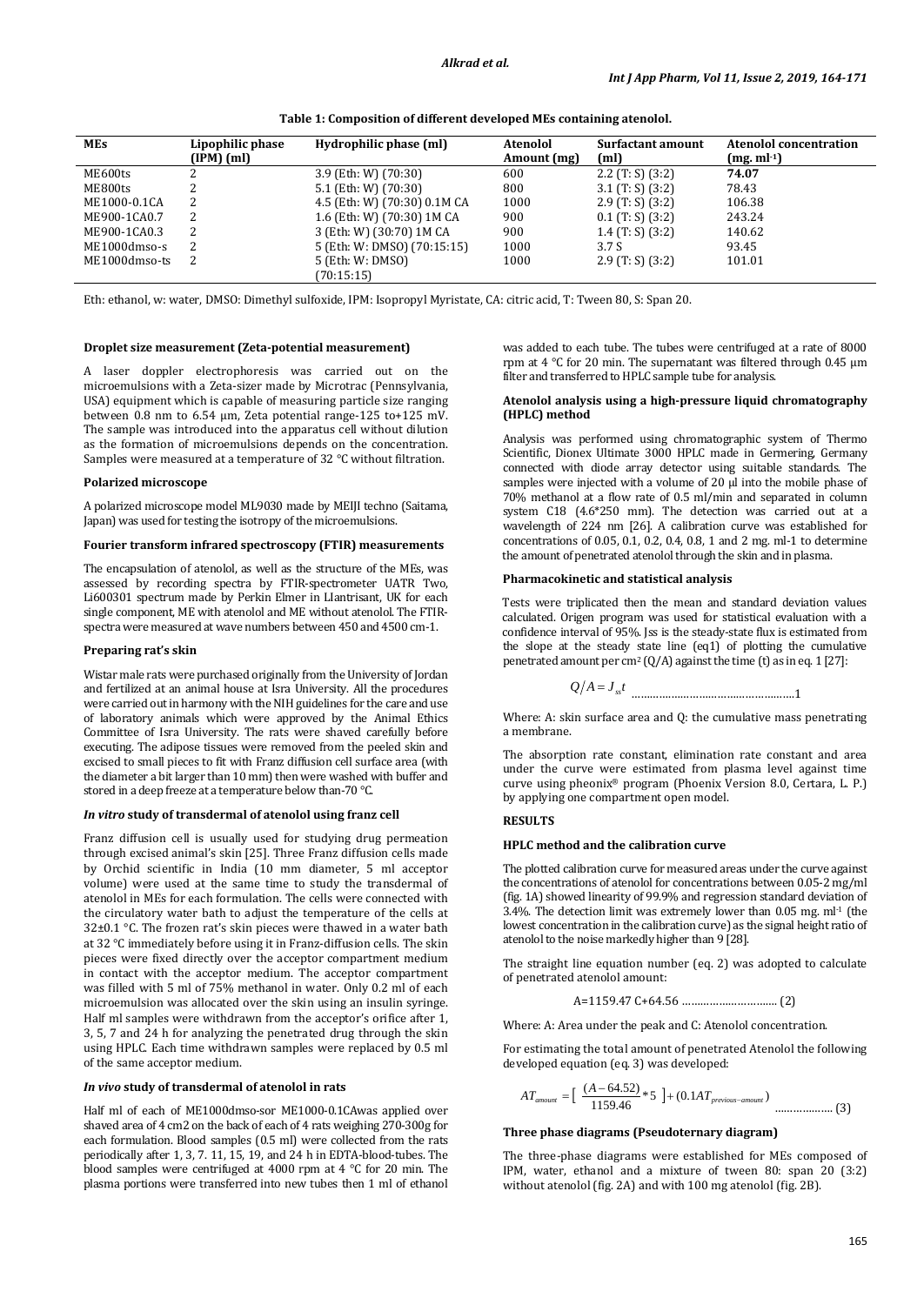**Table 1: Composition of different developed MEs containing atenolol.**

| MEs | Lipophilic phase (IPM) (ml) | Hydrophilic phase (ml) | Atenolol Amount (mg) | Surfactant amount (ml) | Atenolol concentration (mg. ml-1) |
|---|---|---|---|---|---|
| ME600ts | 2 | 3.9 (Eth: W) (70:30) | 600 | 2.2 (T: S) (3:2) | **74.07** |
| ME800ts | 2 | 5.1 (Eth: W) (70:30) | 800 | 3.1 (T: S) (3:2) | 78.43 |
| ME1000-0.1CA | 2 | 4.5 (Eth: W) (70:30) 0.1M CA | 1000 | 2.9 (T: S) (3:2) | 106.38 |
| ME900-1CA0.7 | 2 | 1.6 (Eth: W) (70:30) 1M CA | 900 | 0.1 (T: S) (3:2) | 243.24 |
| ME900-1CA0.3 | 2 | 3 (Eth: W) (30:70) 1M CA | 900 | 1.4 (T: S) (3:2) | 140.62 |
| ME1000dmso-s | 2 | 5 (Eth: W: DMSO) (70:15:15) | 1000 | 3.7 S | 93.45 |
| ME1000dmso-ts | 2 | 5 (Eth: W: DMSO) (70:15:15) | 1000 | 2.9 (T: S) (3:2) | 101.01 |

Eth: ethanol, w: water, DMSO: Dimethyl sulfoxide, IPM: Isopropyl Myristate, CA: citric acid, T: Tween 80, S: Span 20.

**Droplet size measurement (Zeta-potential measurement)**

A laser doppler electrophoresis was carried out on the microemulsions with a Zeta-sizer made by Microtrac (Pennsylvania, USA) equipment which is capable of measuring particle size ranging between 0.8 nm to 6.54 µm, Zeta potential range-125 to+125 mV. The sample was introduced into the apparatus cell without dilution as the formation of microemulsions depends on the concentration. Samples were measured at a temperature of 32 °C without filtration.

**Polarized microscope**

A polarized microscope model ML9030 made by MEIJI techno (Saitama, Japan) was used for testing the isotropy of the microemulsions.

**Fourier transform infrared spectroscopy (FTIR) measurements**

The encapsulation of atenolol, as well as the structure of the MEs, was assessed by recording spectra by FTIR-spectrometer UATR Two, Li600301 spectrum made by Perkin Elmer in Llantrisant, UK for each single component, ME with atenolol and ME without atenolol. The FTIR-spectra were measured at wave numbers between 450 and 4500 cm-1.

**Preparing rat's skin**

Wistar male rats were purchased originally from the University of Jordan and fertilized at an animal house at Isra University. All the procedures were carried out in harmony with the NIH guidelines for the care and use of laboratory animals which were approved by the Animal Ethics Committee of Isra University. The rats were shaved carefully before executing. The adipose tissues were removed from the peeled skin and excised to small pieces to fit with Franz diffusion cell surface area (with the diameter a bit larger than 10 mm) then were washed with buffer and stored in a deep freeze at a temperature below than-70 °C.

***In vitro* study of transdermal of atenolol using franz cell**

Franz diffusion cell is usually used for studying drug permeation through excised animal's skin [25]. Three Franz diffusion cells made by Orchid scientific in India (10 mm diameter, 5 ml acceptor volume) were used at the same time to study the transdermal of atenolol in MEs for each formulation. The cells were connected with the circulatory water bath to adjust the temperature of the cells at 32±0.1 °C. The frozen rat's skin pieces were thawed in a water bath at 32 °C immediately before using it in Franz-diffusion cells. The skin pieces were fixed directly over the acceptor compartment medium in contact with the acceptor medium. The acceptor compartment was filled with 5 ml of 75% methanol in water. Only 0.2 ml of each microemulsion was allocated over the skin using an insulin syringe. Half ml samples were withdrawn from the acceptor's orifice after 1, 3, 5, 7 and 24 h for analyzing the penetrated drug through the skin using HPLC. Each time withdrawn samples were replaced by 0.5 ml of the same acceptor medium.

***In vivo* study of transdermal of atenolol in rats**

Half ml of each of ME1000dmso-sor ME1000-0.1CAwas applied over shaved area of 4 cm2 on the back of each of 4 rats weighing 270-300g for each formulation. Blood samples (0.5 ml) were collected from the rats periodically after 1, 3, 7. 11, 15, 19, and 24 h in EDTA-blood-tubes. The blood samples were centrifuged at 4000 rpm at 4 °C for 20 min. The plasma portions were transferred into new tubes then 1 ml of ethanol was added to each tube. The tubes were centrifuged at a rate of 8000 rpm at 4 °C for 20 min. The supernatant was filtered through 0.45 µm filter and transferred to HPLC sample tube for analysis.

**Atenolol analysis using a high-pressure liquid chromatography (HPLC) method**

Analysis was performed using chromatographic system of Thermo Scientific, Dionex Ultimate 3000 HPLC made in Germering, Germany connected with diode array detector using suitable standards. The samples were injected with a volume of 20 µl into the mobile phase of 70% methanol at a flow rate of 0.5 ml/min and separated in column system C18 (4.6*250 mm). The detection was carried out at a wavelength of 224 nm [26]. A calibration curve was established for concentrations of 0.05, 0.1, 0.2, 0.4, 0.8, 1 and 2 mg. ml-1 to determine the amount of penetrated atenolol through the skin and in plasma.

**Pharmacokinetic and statistical analysis**

Tests were triplicated then the mean and standard deviation values calculated. Origen program was used for statistical evaluation with a confidence interval of 95%. Jss is the steady-state flux is estimated from the slope at the steady state line (eq1) of plotting the cumulative penetrated amount per cm² (Q/A) against the time (t) as in eq. 1 [27]:

$$Q/A = J_{ss}t \quad \text{.......................................................1}$$

Where: A: skin surface area and Q: the cumulative mass penetrating a membrane.

The absorption rate constant, elimination rate constant and area under the curve were estimated from plasma level against time curve using pheonix® program (Phoenix Version 8.0, Certara, L. P.) by applying one compartment open model.

**RESULTS**

**HPLC method and the calibration curve**

The plotted calibration curve for measured areas under the curve against the concentrations of atenolol for concentrations between 0.05-2 mg/ml (fig. 1A) showed linearity of 99.9% and regression standard deviation of 3.4%. The detection limit was extremely lower than 0.05 mg. ml-1 (the lowest concentration in the calibration curve) as the signal height ratio of atenolol to the noise markedly higher than 9 [28].

The straight line equation number (eq. 2) was adopted to calculate of penetrated atenolol amount:

$$A=1159.47\ C+64.56 \quad \text{................................ (2)}$$

Where: A: Area under the peak and C: Atenolol concentration.

For estimating the total amount of penetrated Atenolol the following developed equation (eq. 3) was developed:

$$AT_{amount} = \left[ \frac{(A-64.52)}{1159.46} * 5 \right] + (0.1AT_{previous-amount}) \quad \text{.................. (3)}$$

**Three phase diagrams (Pseudoternary diagram)**

The three-phase diagrams were established for MEs composed of IPM, water, ethanol and a mixture of tween 80: span 20 (3:2) without atenolol (fig. 2A) and with 100 mg atenolol (fig. 2B).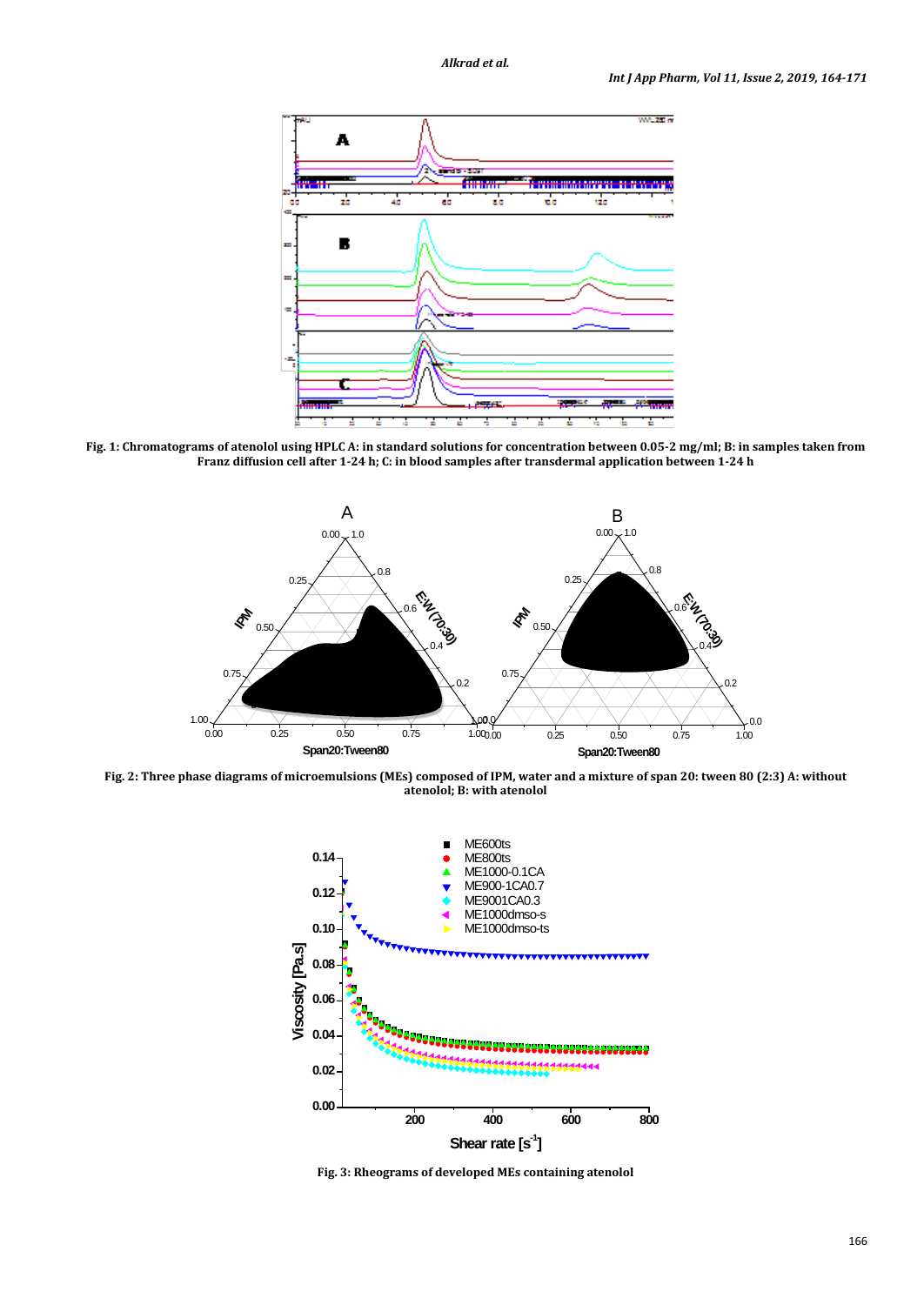Fig. 1: Chromatograms of atenolol using HPLC A: in standard solutions for concentration between 0.05-2 mg/ml; B: in samples taken from Franz diffusion cell after 1-24 h; C: in blood samples after transdermal application between 1-24 h

Fig. 2: Three phase diagrams of microemulsions (MEs) composed of IPM, water and a mixture of span 20: tween 80 (2:3) A: without atenolol; B: with atenolol

Fig. 3: Rheograms of developed MEs containing atenolol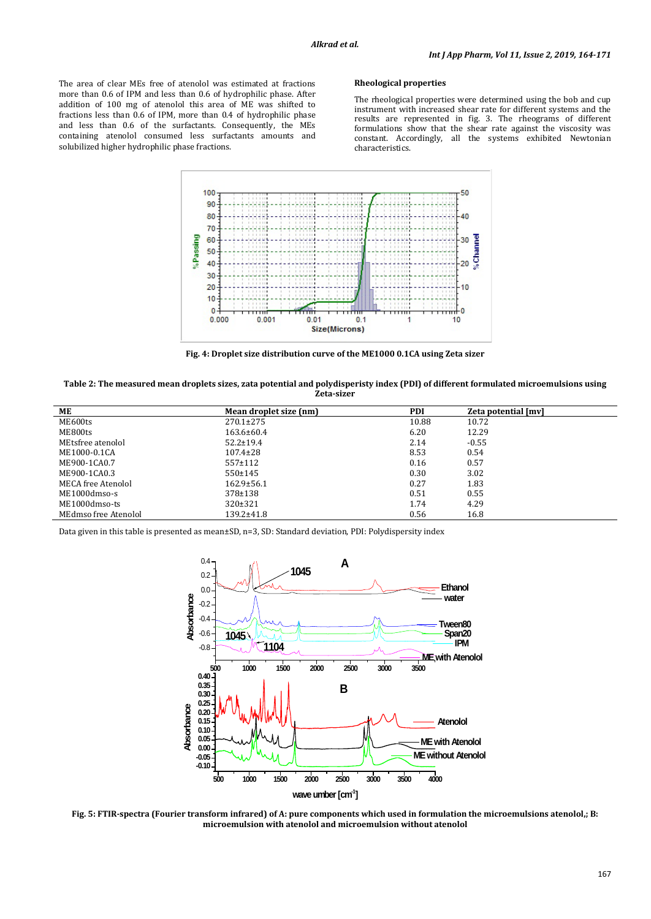The area of clear MEs free of atenolol was estimated at fractions more than 0.6 of IPM and less than 0.6 of hydrophilic phase. After addition of 100 mg of atenolol this area of ME was shifted to fractions less than 0.6 of IPM, more than 0.4 of hydrophilic phase and less than 0.6 of the surfactants. Consequently, the MEs containing atenolol consumed less surfactants amounts and solubilized higher hydrophilic phase fractions.

### Rheological properties

The rheological properties were determined using the bob and cup instrument with increased shear rate for different systems and the results are represented in fig. 3. The rheograms of different formulations show that the shear rate against the viscosity was constant. Accordingly, all the systems exhibited Newtonian characteristics.

**Fig. 4: Droplet size distribution curve of the ME1000 0.1CA using Zeta sizer**

**Table 2: The measured mean droplets sizes, zata potential and polydisperisty index (PDI) of different formulated microemulsions using Zeta-sizer**

| ME | Mean droplet size (nm) | PDI | Zeta potential [mv] |
|---|---|---|---|
| ME600ts | 270.1±275 | 10.88 | 10.72 |
| ME800ts | 163.6±60.4 | 6.20 | 12.29 |
| MEtsfree atenolol | 52.2±19.4 | 2.14 | -0.55 |
| ME1000-0.1CA | 107.4±28 | 8.53 | 0.54 |
| ME900-1CA0.7 | 557±112 | 0.16 | 0.57 |
| ME900-1CA0.3 | 550±145 | 0.30 | 3.02 |
| MECA free Atenolol | 162.9±56.1 | 0.27 | 1.83 |
| ME1000dmso-s | 378±138 | 0.51 | 0.55 |
| ME1000dmso-ts | 320±321 | 1.74 | 4.29 |
| MEdmso free Atenolol | 139.2±41.8 | 0.56 | 16.8 |

Data given in this table is presented as mean±SD, n=3, SD: Standard deviation, PDI: Polydispersity index

**Fig. 5: FTIR-spectra (Fourier transform infrared) of A: pure components which used in formulation the microemulsions atenolol,; B: microemulsion with atenolol and microemulsion without atenolol**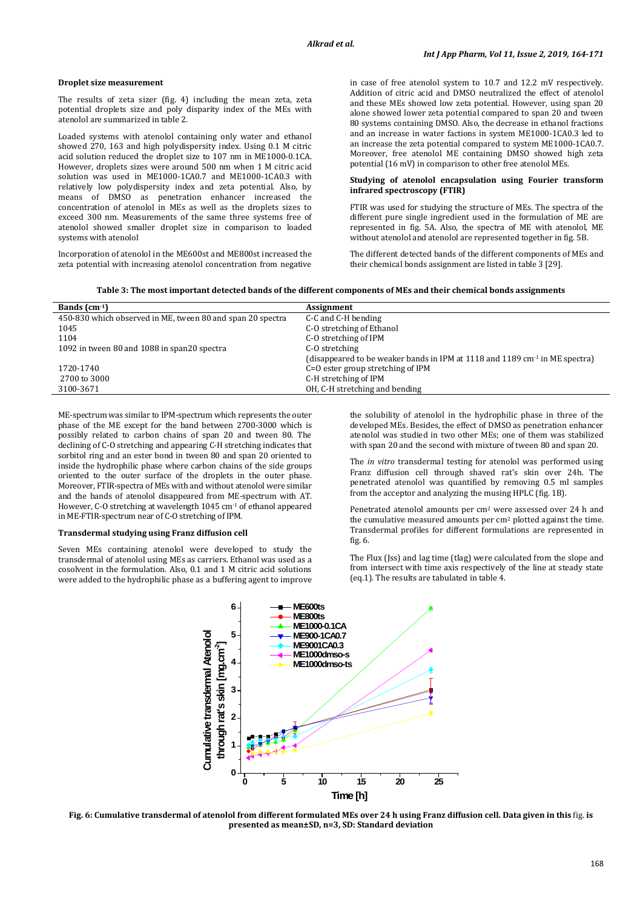### Droplet size measurement

The results of zeta sizer (fig. 4) including the mean zeta, zeta potential droplets size and poly disparity index of the MEs with atenolol are summarized in table 2.

Loaded systems with atenolol containing only water and ethanol showed 270, 163 and high polydispersity index. Using 0.1 M citric acid solution reduced the droplet size to 107 nm in ME1000-0.1CA. However, droplets sizes were around 500 nm when 1 M citric acid solution was used in ME1000-1CA0.7 and ME1000-1CA0.3 with relatively low polydispersity index and zeta potential. Also, by means of DMSO as penetration enhancer increased the concentration of atenolol in MEs as well as the droplets sizes to exceed 300 nm. Measurements of the same three systems free of atenolol showed smaller droplet size in comparison to loaded systems with atenolol

Incorporation of atenolol in the ME600st and ME800st increased the zeta potential with increasing atenolol concentration from negative in case of free atenolol system to 10.7 and 12.2 mV respectively. Addition of citric acid and DMSO neutralized the effect of atenolol and these MEs showed low zeta potential. However, using span 20 alone showed lower zeta potential compared to span 20 and tween 80 systems containing DMSO. Also, the decrease in ethanol fractions and an increase in water factions in system ME1000-1CA0.3 led to an increase the zeta potential compared to system ME1000-1CA0.7. Moreover, free atenolol ME containing DMSO showed high zeta potential (16 mV) in comparison to other free atenolol MEs.

### Studying of atenolol encapsulation using Fourier transform infrared spectroscopy (FTIR)

FTIR was used for studying the structure of MEs. The spectra of the different pure single ingredient used in the formulation of ME are represented in fig. 5A. Also, the spectra of ME with atenolol, ME without atenolol and atenolol are represented together in fig. 5B.

The different detected bands of the different components of MEs and their chemical bonds assignment are listed in table 3 [29].

**Table 3: The most important detected bands of the different components of MEs and their chemical bonds assignments**

| Bands ($cm^{-1}$) | Assignment |
|---|---|
| 450-830 which observed in ME, tween 80 and span 20 spectra | C-C and C-H bending |
| 1045 | C-O stretching of Ethanol |
| 1104 | C-O stretching of IPM |
| 1092 in tween 80 and 1088 in span20 spectra | C-O stretching (disappeared to be weaker bands in IPM at 1118 and 1189 $cm^{-1}$ in ME spectra) |
| 1720-1740 | C=O ester group stretching of IPM |
| 2700 to 3000 | C-H stretching of IPM |
| 3100-3671 | OH, C-H stretching and bending |

ME-spectrum was similar to IPM-spectrum which represents the outer phase of the ME except for the band between 2700-3000 which is possibly related to carbon chains of span 20 and tween 80. The declining of C-O stretching and appearing C-H stretching indicates that sorbitol ring and an ester bond in tween 80 and span 20 oriented to inside the hydrophilic phase where carbon chains of the side groups oriented to the outer surface of the droplets in the outer phase. Moreover, FTIR-spectra of MEs with and without atenolol were similar and the bands of atenolol disappeared from ME-spectrum with AT. However, C-O stretching at wavelength 1045 $cm^{-1}$ of ethanol appeared in ME-FTIR-spectrum near of C-O stretching of IPM.

### Transdermal studying using Franz diffusion cell

Seven MEs containing atenolol were developed to study the transdermal of atenolol using MEs as carriers. Ethanol was used as a cosolvent in the formulation. Also, 0.1 and 1 M citric acid solutions were added to the hydrophilic phase as a buffering agent to improve the solubility of atenolol in the hydrophilic phase in three of the developed MEs. Besides, the effect of DMSO as penetration enhancer atenolol was studied in two other MEs; one of them was stabilized with span 20 and the second with mixture of tween 80 and span 20.

The *in vitro* transdermal testing for atenolol was performed using Franz diffusion cell through shaved rat's skin over 24h. The penetrated atenolol was quantified by removing 0.5 ml samples from the acceptor and analyzing the musing HPLC (fig. 1B).

Penetrated atenolol amounts per $cm^2$ were assessed over 24 h and the cumulative measured amounts per $cm^2$ plotted against the time. Transdermal profiles for different formulations are represented in fig. 6.

The Flux (Jss) and lag time (tlag) were calculated from the slope and from intersect with time axis respectively of the line at steady state (eq.1). The results are tabulated in table 4.

**Fig. 6: Cumulative transdermal of atenolol from different formulated MEs over 24 h using Franz diffusion cell. Data given in this** fig. **is presented as mean±SD, n=3, SD: Standard deviation**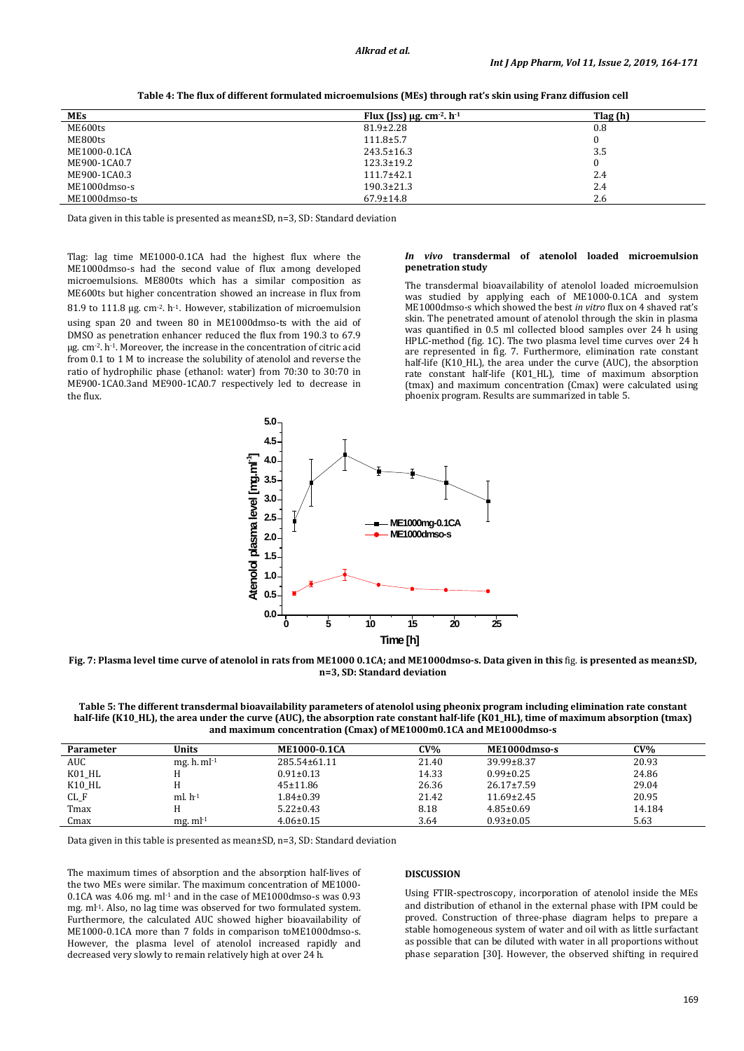**Table 4: The flux of different formulated microemulsions (MEs) through rat's skin using Franz diffusion cell**

| MEs | Flux (Jss) μg. $cm^{-2}$. $h^{-1}$ | Tlag (h) |
|---|---|---|
| ME600ts | 81.9±2.28 | 0.8 |
| ME800ts | 111.8±5.7 | 0 |
| ME1000-0.1CA | 243.5±16.3 | 3.5 |
| ME900-1CA0.7 | 123.3±19.2 | 0 |
| ME900-1CA0.3 | 111.7±42.1 | 2.4 |
| ME1000dmso-s | 190.3±21.3 | 2.4 |
| ME1000dmso-ts | 67.9±14.8 | 2.6 |

Data given in this table is presented as mean±SD, n=3, SD: Standard deviation

Tlag: lag time ME1000-0.1CA had the highest flux where the ME1000dmso-s had the second value of flux among developed microemulsions. ME800ts which has a similar composition as ME600ts but higher concentration showed an increase in flux from 81.9 to 111.8 μg. $cm^{-2}$. $h^{-1}$. However, stabilization of microemulsion using span 20 and tween 80 in ME1000dmso-ts with the aid of DMSO as penetration enhancer reduced the flux from 190.3 to 67.9 μg. $cm^{-2}$. $h^{-1}$. Moreover, the increase in the concentration of citric acid from 0.1 to 1 M to increase the solubility of atenolol and reverse the ratio of hydrophilic phase (ethanol: water) from 70:30 to 30:70 in ME900-1CA0.3and ME900-1CA0.7 respectively led to decrease in the flux.

### *In vivo* transdermal of atenolol loaded microemulsion penetration study

The transdermal bioavailability of atenolol loaded microemulsion was studied by applying each of ME1000-0.1CA and system ME1000dmso-s which showed the best *in vitro* flux on 4 shaved rat's skin. The penetrated amount of atenolol through the skin in plasma was quantified in 0.5 ml collected blood samples over 24 h using HPLC-method (fig. 1C). The two plasma level time curves over 24 h are represented in fig. 7. Furthermore, elimination rate constant half-life (K10_HL), the area under the curve (AUC), the absorption rate constant half-life (K01_HL), time of maximum absorption (tmax) and maximum concentration (Cmax) were calculated using phoenix program. Results are summarized in table 5.

**Fig. 7: Plasma level time curve of atenolol in rats from ME1000 0.1CA; and ME1000dmso-s. Data given in this fig. is presented as mean±SD, n=3, SD: Standard deviation**

**Table 5: The different transdermal bioavailability parameters of atenolol using pheonix program including elimination rate constant half-life (K10_HL), the area under the curve (AUC), the absorption rate constant half-life (K01_HL), time of maximum absorption (tmax) and maximum concentration (Cmax) of ME1000m0.1CA and ME1000dmso-s**

| Parameter | Units | ME1000-0.1CA | CV% | ME1000dmso-s | CV% |
|---|---|---|---|---|---|
| AUC | mg. h. $ml^{-1}$ | 285.54±61.11 | 21.40 | 39.99±8.37 | 20.93 |
| K01_HL | H | 0.91±0.13 | 14.33 | 0.99±0.25 | 24.86 |
| K10_HL | H | 45±11.86 | 26.36 | 26.17±7.59 | 29.04 |
| CL_F | ml. $h^{-1}$ | 1.84±0.39 | 21.42 | 11.69±2.45 | 20.95 |
| Tmax | H | 5.22±0.43 | 8.18 | 4.85±0.69 | 14.184 |
| Cmax | mg. $ml^{-1}$ | 4.06±0.15 | 3.64 | 0.93±0.05 | 5.63 |

Data given in this table is presented as mean±SD, n=3, SD: Standard deviation

The maximum times of absorption and the absorption half-lives of the two MEs were similar. The maximum concentration of ME1000-0.1CA was 4.06 mg. $ml^{-1}$ and in the case of ME1000dmso-s was 0.93 mg. $ml^{-1}$. Also, no lag time was observed for two formulated system. Furthermore, the calculated AUC showed higher bioavailability of ME1000-0.1CA more than 7 folds in comparison toME1000dmso-s. However, the plasma level of atenolol increased rapidly and decreased very slowly to remain relatively high at over 24 h.

## DISCUSSION

Using FTIR-spectroscopy, incorporation of atenolol inside the MEs and distribution of ethanol in the external phase with IPM could be proved. Construction of three-phase diagram helps to prepare a stable homogeneous system of water and oil with as little surfactant as possible that can be diluted with water in all proportions without phase separation [30]. However, the observed shifting in required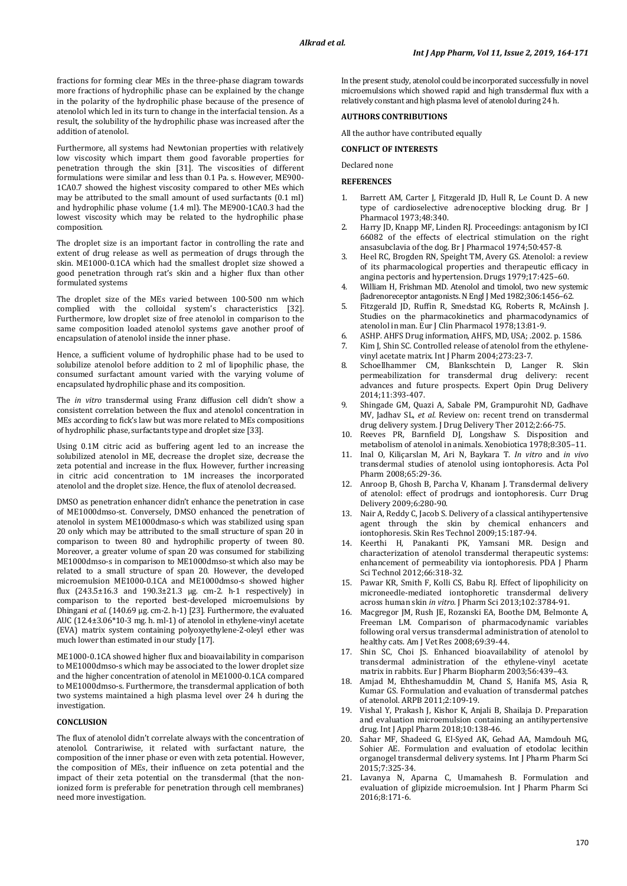fractions for forming clear MEs in the three-phase diagram towards more fractions of hydrophilic phase can be explained by the change in the polarity of the hydrophilic phase because of the presence of atenolol which led in its turn to change in the interfacial tension. As a result, the solubility of the hydrophilic phase was increased after the addition of atenolol.

Furthermore, all systems had Newtonian properties with relatively low viscosity which impart them good favorable properties for penetration through the skin [31]. The viscosities of different formulations were similar and less than 0.1 Pa. s. However, ME900-1CA0.7 showed the highest viscosity compared to other MEs which may be attributed to the small amount of used surfactants (0.1 ml) and hydrophilic phase volume (1.4 ml). The ME900-1CA0.3 had the lowest viscosity which may be related to the hydrophilic phase composition.

The droplet size is an important factor in controlling the rate and extent of drug release as well as permeation of drugs through the skin. ME1000-0.1CA which had the smallest droplet size showed a good penetration through rat's skin and a higher flux than other formulated systems

The droplet size of the MEs varied between 100-500 nm which complied with the colloidal system's characteristics [32]. Furthermore, low droplet size of free atenolol in comparison to the same composition loaded atenolol systems gave another proof of encapsulation of atenolol inside the inner phase.

Hence, a sufficient volume of hydrophilic phase had to be used to solubilize atenolol before addition to 2 ml of lipophilic phase, the consumed surfactant amount varied with the varying volume of encapsulated hydrophilic phase and its composition.

The *in vitro* transdermal using Franz diffusion cell didn't show a consistent correlation between the flux and atenolol concentration in MEs according to fick's law but was more related to MEs compositions of hydrophilic phase, surfactants type and droplet size [33].

Using 0.1M citric acid as buffering agent led to an increase the solubilized atenolol in ME, decrease the droplet size, decrease the zeta potential and increase in the flux. However, further increasing in citric acid concentration to 1M increases the incorporated atenolol and the droplet size. Hence, the flux of atenolol decreased.

DMSO as penetration enhancer didn't enhance the penetration in case of ME1000dmso-st. Conversely, DMSO enhanced the penetration of atenolol in system ME1000dmaso-s which was stabilized using span 20 only which may be attributed to the small structure of span 20 in comparison to tween 80 and hydrophilic property of tween 80. Moreover, a greater volume of span 20 was consumed for stabilizing ME1000dmso-s in comparison to ME1000dmso-st which also may be related to a small structure of span 20. However, the developed microemulsion ME1000-0.1CA and ME1000dmso-s showed higher flux (243.5±16.3 and 190.3±21.3 µg. cm-2. h-1 respectively) in comparison to the reported best-developed microemulsions by Dhingani *et al.* (140.69 µg. cm-2. h-1) [23]. Furthermore, the evaluated AUC (12.4±3.06*10-3 mg. h. ml-1) of atenolol in ethylene-vinyl acetate (EVA) matrix system containing polyoxyethylene-2-oleyl ether was much lower than estimated in our study [17].

ME1000-0.1CA showed higher flux and bioavailability in comparison to ME1000dmso-s which may be associated to the lower droplet size and the higher concentration of atenolol in ME1000-0.1CA compared to ME1000dmso-s. Furthermore, the transdermal application of both two systems maintained a high plasma level over 24 h during the investigation.

## CONCLUSION

The flux of atenolol didn't correlate always with the concentration of atenolol. Contrariwise, it related with surfactant nature, the composition of the inner phase or even with zeta potential. However, the composition of MEs, their influence on zeta potential and the impact of their zeta potential on the transdermal (that the non-ionized form is preferable for penetration through cell membranes) need more investigation.

In the present study, atenolol could be incorporated successfully in novel microemulsions which showed rapid and high transdermal flux with a relatively constant and high plasma level of atenolol during 24 h.

## AUTHORS CONTRIBUTIONS

All the author have contributed equally

## CONFLICT OF INTERESTS

Declared none

## REFERENCES

1. Barrett AM, Carter J, Fitzgerald JD, Hull R, Le Count D. A new type of cardioselective adrenoceptor blocking drug. Br J Pharmacol 1973;48:340.
2. Harry JD, Knapp MF, Linden RJ. Proceedings: antagonism by ICI 66082 of the effects of electrical stimulation on the right ansasubclavia of the dog. Br J Pharmacol 1974;50:457-8.
3. Heel RC, Brogden RN, Speight TM, Avery GS. Atenolol: a review of its pharmacological properties and therapeutic efficacy in angina pectoris and hypertension. Drugs 1979;17:425–60.
4. William H, Frishman MD. Atenolol and timolol, two new systemic βadrenoreceptor antagonists. N Engl J Med 1982;306:1456–62.
5. Fitzgerald JD, Ruffin R, Smedstad KG, Roberts R, McAinsh J. Studies on the pharmacokinetics and pharmacodynamics of atenolol in man. Eur J Clin Pharmacol 1978;13:81-9.
6. ASHP. AHFS Drug information, AHFS, MD, USA; .2002. p. 1586.
7. Kim J, Shin SC. Controlled release of atenolol from the ethylene-vinyl acetate matrix. Int J Pharm 2004;273:23-7.
8. Schoellhammer CM, Blankschtein D, Langer R. Skin permeabilization for transdermal drug delivery: recent advances and future prospects. Expert Opin Drug Delivery 2014;11:393-407.
9. Shingade GM, Quazi A, Sabale PM, Grampurohit ND, Gadhave MV, Jadhav SL, *et al*. Review on: recent trend on transdermal drug delivery system. J Drug Delivery Ther 2012;2:66-75.
10. Reeves PR, Barnfield DJ, Longshaw S. Disposition and metabolism of atenolol in animals. Xenobiotica 1978;8:305–11.
11. Inal O, Kiliçarslan M, Ari N, Baykara T. *In vitro* and *in vivo* transdermal studies of atenolol using iontophoresis. Acta Pol Pharm 2008;65:29-36.
12. Anroop B, Ghosh B, Parcha V, Khanam J. Transdermal delivery of atenolol: effect of prodrugs and iontophoresis. Curr Drug Delivery 2009;6:280-90.
13. Nair A, Reddy C, Jacob S. Delivery of a classical antihypertensive agent through the skin by chemical enhancers and iontophoresis. Skin Res Technol 2009;15:187-94.
14. Keerthi H, Panakanti PK, Yamsani MR. Design and characterization of atenolol transdermal therapeutic systems: enhancement of permeability via iontophoresis. PDA J Pharm Sci Technol 2012;66:318-32.
15. Pawar KR, Smith F, Kolli CS, Babu RJ. Effect of lipophilicity on microneedle-mediated iontophoretic transdermal delivery across human skin *in vitro*. J Pharm Sci 2013;102:3784-91.
16. Macgregor JM, Rush JE, Rozanski EA, Boothe DM, Belmonte A, Freeman LM. Comparison of pharmacodynamic variables following oral versus transdermal administration of atenolol to healthy cats. Am J Vet Res 2008;69:39-44.
17. Shin SC, Choi JS. Enhanced bioavailability of atenolol by transdermal administration of the ethylene-vinyl acetate matrix in rabbits. Eur J Pharm Biopharm 2003;56:439–43.
18. Amjad M, Ehtheshamuddin M, Chand S, Hanifa MS, Asia R, Kumar GS. Formulation and evaluation of transdermal patches of atenolol. ARPB 2011;2:109-19.
19. Vishal Y, Prakash J, Kishor K, Anjali B, Shailaja D. Preparation and evaluation microemulsion containing an antihypertensive drug. Int J Appl Pharm 2018;10:138-46.
20. Sahar MF, Shadeed G, El-Syed AK, Gehad AA, Mamdouh MG, Sohier AE. Formulation and evaluation of etodolac lecithin organogel transdermal delivery systems. Int J Pharm Pharm Sci 2015;7:325-34.
21. Lavanya N, Aparna C, Umamahesh B. Formulation and evaluation of glipizide microemulsion. Int J Pharm Pharm Sci 2016;8:171-6.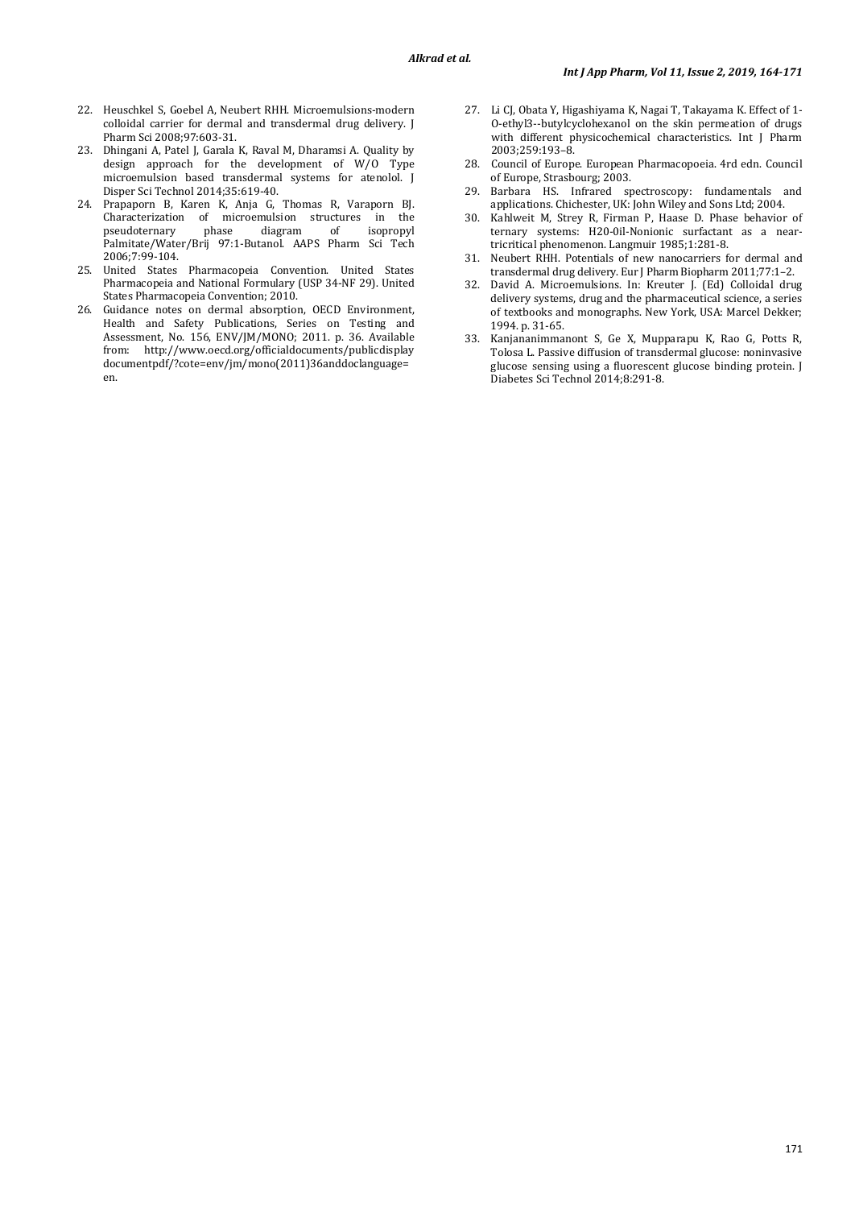22. Heuschkel S, Goebel A, Neubert RHH. Microemulsions-modern colloidal carrier for dermal and transdermal drug delivery. J Pharm Sci 2008;97:603-31.
23. Dhingani A, Patel J, Garala K, Raval M, Dharamsi A. Quality by design approach for the development of W/O Type microemulsion based transdermal systems for atenolol. J Disper Sci Technol 2014;35:619-40.
24. Prapaporn B, Karen K, Anja G, Thomas R, Varaporn BJ. Characterization of microemulsion structures in the pseudoternary phase diagram of isopropyl Palmitate/Water/Brij 97:1-Butanol. AAPS Pharm Sci Tech 2006;7:99-104.
25. United States Pharmacopeia Convention. United States Pharmacopeia and National Formulary (USP 34-NF 29). United States Pharmacopeia Convention; 2010.
26. Guidance notes on dermal absorption, OECD Environment, Health and Safety Publications, Series on Testing and Assessment, No. 156, ENV/JM/MONO; 2011. p. 36. Available from: http://www.oecd.org/officialdocuments/publicdisplay documentpdf/?cote=env/jm/mono(2011)36anddoclanguage= en.
27. Li CJ, Obata Y, Higashiyama K, Nagai T, Takayama K. Effect of 1-O-ethyl3--butylcyclohexanol on the skin permeation of drugs with different physicochemical characteristics. Int J Pharm 2003;259:193–8.
28. Council of Europe. European Pharmacopoeia. 4rd edn. Council of Europe, Strasbourg; 2003.
29. Barbara HS. Infrared spectroscopy: fundamentals and applications. Chichester, UK: John Wiley and Sons Ltd; 2004.
30. Kahlweit M, Strey R, Firman P, Haase D. Phase behavior of ternary systems: H20-0il-Nonionic surfactant as a near-tricritical phenomenon. Langmuir 1985;1:281-8.
31. Neubert RHH. Potentials of new nanocarriers for dermal and transdermal drug delivery. Eur J Pharm Biopharm 2011;77:1–2.
32. David A. Microemulsions. In: Kreuter J. (Ed) Colloidal drug delivery systems, drug and the pharmaceutical science, a series of textbooks and monographs. New York, USA: Marcel Dekker; 1994. p. 31-65.
33. Kanjananimmanont S, Ge X, Mupparapu K, Rao G, Potts R, Tolosa L. Passive diffusion of transdermal glucose: noninvasive glucose sensing using a fluorescent glucose binding protein. J Diabetes Sci Technol 2014;8:291-8.